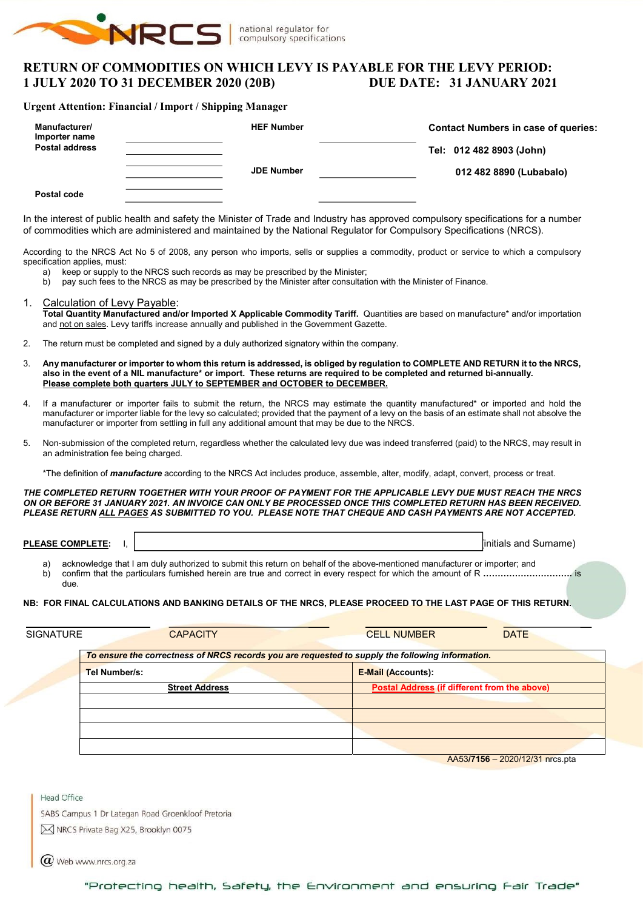NRCS | national regulator for compulsory specifications

# RETURN OF COMMODITIES ON WHICH LEVY IS PAYABLE FOR THE LEVY PERIOD: 1 JULY 2020 TO 31 DECEMBER 2020 (20B) DUE DATE: 31 JANUARY 2021

**Urgent Attention: Financial / Import / Shipping Manager**

| | | | | |
|---|---|---|---|---|
| **Manufacturer/ Importer name Postal address** | ______________ | **HEF Number** | ______________ | **Contact Numbers in case of queries:** |
| | ______________ | | | **Tel: 012 482 8903 (John)** |
| | ______________ | **JDE Number** | ______________ | **012 482 8890 (Lubabalo)** |
| **Postal code** | ______________ | | ______________ | |

In the interest of public health and safety the Minister of Trade and Industry has approved compulsory specifications for a number of commodities which are administered and maintained by the National Regulator for Compulsory Specifications (NRCS).

According to the NRCS Act No 5 of 2008, any person who imports, sells or supplies a commodity, product or service to which a compulsory specification applies, must:

a) keep or supply to the NRCS such records as may be prescribed by the Minister;
b) pay such fees to the NRCS as may be prescribed by the Minister after consultation with the Minister of Finance.

1. Calculation of Levy Payable:
   **Total Quantity Manufactured and/or Imported X Applicable Commodity Tariff.** Quantities are based on manufacture* and/or importation and not on sales. Levy tariffs increase annually and published in the Government Gazette.

2. The return must be completed and signed by a duly authorized signatory within the company.

3. **Any manufacturer or importer to whom this return is addressed, is obliged by regulation to COMPLETE AND RETURN it to the NRCS, also in the event of a NIL manufacture* or import. These returns are required to be completed and returned bi-annually.** **Please complete both quarters JULY to SEPTEMBER and OCTOBER to DECEMBER.**

4. If a manufacturer or importer fails to submit the return, the NRCS may estimate the quantity manufactured* or imported and hold the manufacturer or importer liable for the levy so calculated; provided that the payment of a levy on the basis of an estimate shall not absolve the manufacturer or importer from settling in full any additional amount that may be due to the NRCS.

5. Non-submission of the completed return, regardless whether the calculated levy due was indeed transferred (paid) to the NRCS, may result in an administration fee being charged.

*The definition of ***manufacture*** according to the NRCS Act includes produce, assemble, alter, modify, adapt, convert, process or treat.

***THE COMPLETED RETURN TOGETHER WITH YOUR PROOF OF PAYMENT FOR THE APPLICABLE LEVY DUE MUST REACH THE NRCS ON OR BEFORE 31 JANUARY 2021. AN INVOICE CAN ONLY BE PROCESSED ONCE THIS COMPLETED RETURN HAS BEEN RECEIVED. PLEASE RETURN ALL PAGES AS SUBMITTED TO YOU. PLEASE NOTE THAT CHEQUE AND CASH PAYMENTS ARE NOT ACCEPTED.***

**PLEASE COMPLETE:** I, ______________________________ (initials and Surname)

a) acknowledge that I am duly authorized to submit this return on behalf of the above-mentioned manufacturer or importer; and
b) confirm that the particulars furnished herein are true and correct in every respect for which the amount of R ............................... is due.

**NB: FOR FINAL CALCULATIONS AND BANKING DETAILS OF THE NRCS, PLEASE PROCEED TO THE LAST PAGE OF THIS RETURN.**

| SIGNATURE | CAPACITY | CELL NUMBER | DATE |
|---|---|---|---|
| | | | |

| ***To ensure the correctness of NRCS records you are requested to supply the following information.*** | |
|---|---|
| **Tel Number/s:** | **E-Mail (Accounts):** |
| **Street Address** | **Postal Address (if different from the above)** |
| | |
| | |
| | |
| | |

AA53/**7156** – 2020/12/31 nrcs.pta

Head Office
SABS Campus 1 Dr Lategan Road Groenkloof Pretoria
NRCS Private Bag X25, Brooklyn 0075
Web www.nrcs.org.za

"Protecting health, Safety, the Environment and ensuring Fair Trade"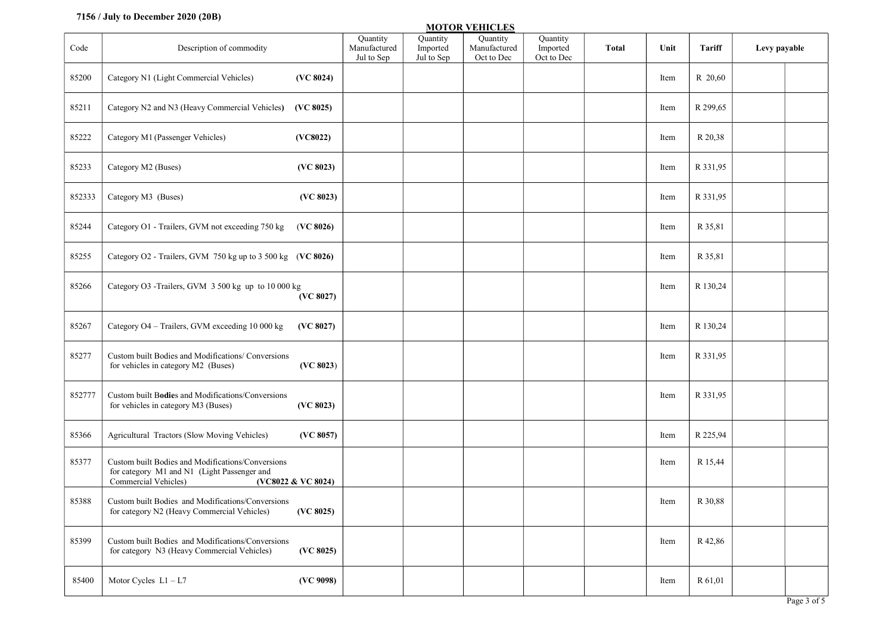**7156 / July to December 2020 (20B)**

## MOTOR VEHICLES

| Code | Description of commodity | Quantity Manufactured Jul to Sep | Quantity Imported Jul to Sep | Quantity Manufactured Oct to Dec | Quantity Imported Oct to Dec | Total | Unit | Tariff | Levy payable | |
|---|---|---|---|---|---|---|---|---|---|---|
| 85200 | Category N1 (Light Commercial Vehicles) **(VC 8024)** | | | | | | Item | R 20,60 | | |
| 85211 | Category N2 and N3 (Heavy Commercial Vehicles) **(VC 8025)** | | | | | | Item | R 299,65 | | |
| 85222 | Category M1 (Passenger Vehicles) **(VC8022)** | | | | | | Item | R 20,38 | | |
| 85233 | Category M2 (Buses) **(VC 8023)** | | | | | | Item | R 331,95 | | |
| 852333 | Category M3 (Buses) **(VC 8023)** | | | | | | Item | R 331,95 | | |
| 85244 | Category O1 - Trailers, GVM not exceeding 750 kg (**VC 8026)** | | | | | | Item | R 35,81 | | |
| 85255 | Category O2 - Trailers, GVM 750 kg up to 3 500 kg (**VC 8026)** | | | | | | Item | R 35,81 | | |
| 85266 | Category O3 -Trailers, GVM 3 500 kg up to 10 000 kg **(VC 8027)** | | | | | | Item | R 130,24 | | |
| 85267 | Category O4 – Trailers, GVM exceeding 10 000 kg **(VC 8027)** | | | | | | Item | R 130,24 | | |
| 85277 | Custom built Bodies and Modifications/ Conversions for vehicles in category M2 (Buses) (**VC 8023**) | | | | | | Item | R 331,95 | | |
| 852777 | Custom built B**odie**s and Modifications/Conversions for vehicles in category M3 (Buses) **(VC 8023)** | | | | | | Item | R 331,95 | | |
| 85366 | Agricultural Tractors (Slow Moving Vehicles) **(VC 8057)** | | | | | | Item | R 225,94 | | |
| 85377 | Custom built Bodies and Modifications/Conversions for category M1 and N1 (Light Passenger and Commercial Vehicles) **(VC8022 & VC 8024)** | | | | | | Item | R 15,44 | | |
| 85388 | Custom built Bodies and Modifications/Conversions for category N2 (Heavy Commercial Vehicles) **(VC 8025)** | | | | | | Item | R 30,88 | | |
| 85399 | Custom built Bodies and Modifications/Conversions for category N3 (Heavy Commercial Vehicles) **(VC 8025)** | | | | | | Item | R 42,86 | | |
| 85400 | Motor Cycles L1 – L7 **(VC 9098)** | | | | | | Item | R 61,01 | | |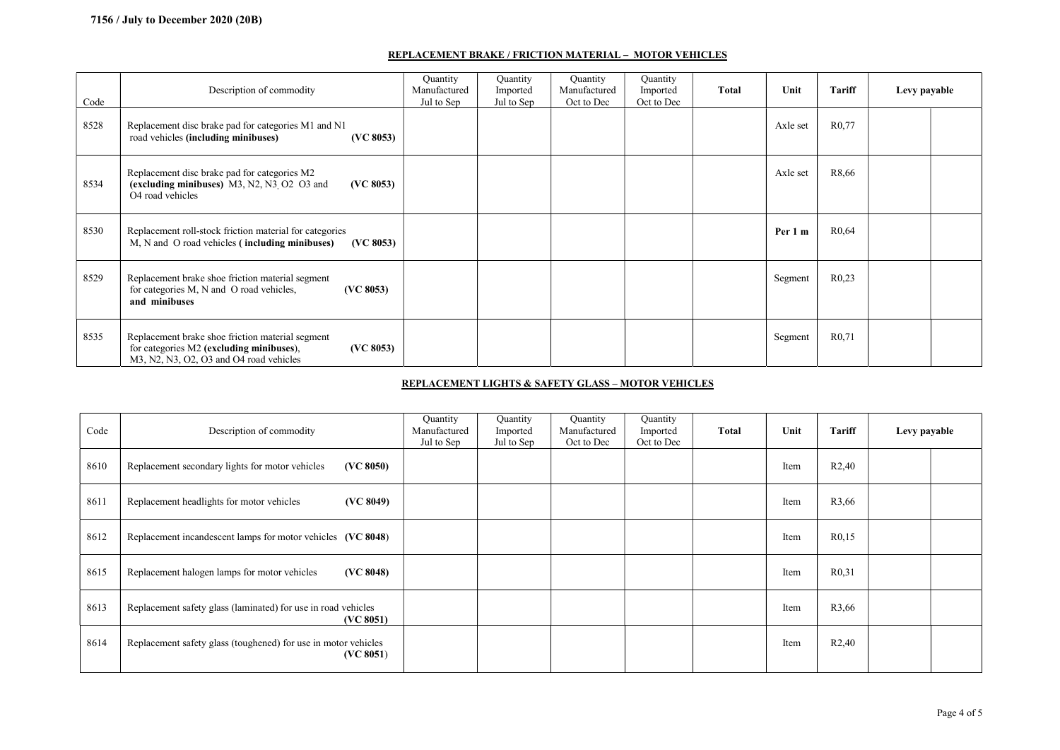**7156 / July to December 2020 (20B)**

## REPLACEMENT BRAKE / FRICTION MATERIAL – MOTOR VEHICLES

| Code | Description of commodity | Quantity Manufactured Jul to Sep | Quantity Imported Jul to Sep | Quantity Manufactured Oct to Dec | Quantity Imported Oct to Dec | Total | Unit | Tariff | Levy payable | |
|---|---|---|---|---|---|---|---|---|---|---|
| 8528 | Replacement disc brake pad for categories M1 and N1 road vehicles **(including minibuses)** **(VC 8053)** | | | | | | Axle set | R0,77 | | |
| 8534 | Replacement disc brake pad for categories M2 **(excluding minibuses)** M3, N2, N3, O2 O3 and O4 road vehicles **(VC 8053)** | | | | | | Axle set | R8,66 | | |
| 8530 | Replacement roll-stock friction material for categories M, N and O road vehicles **( including minibuses)** **(VC 8053)** | | | | | | **Per 1 m** | R0,64 | | |
| 8529 | Replacement brake shoe friction material segment for categories M, N and O road vehicles, **and minibuses** **(VC 8053)** | | | | | | Segment | R0,23 | | |
| 8535 | Replacement brake shoe friction material segment for categories M2 **(excluding minibuses)**, M3, N2, N3, O2, O3 and O4 road vehicles **(VC 8053)** | | | | | | Segment | R0,71 | | |

## REPLACEMENT LIGHTS & SAFETY GLASS – MOTOR VEHICLES

| Code | Description of commodity | Quantity Manufactured Jul to Sep | Quantity Imported Jul to Sep | Quantity Manufactured Oct to Dec | Quantity Imported Oct to Dec | Total | Unit | Tariff | Levy payable | |
|---|---|---|---|---|---|---|---|---|---|---|
| 8610 | Replacement secondary lights for motor vehicles **(VC 8050)** | | | | | | Item | R2,40 | | |
| 8611 | Replacement headlights for motor vehicles **(VC 8049)** | | | | | | Item | R3,66 | | |
| 8612 | Replacement incandescent lamps for motor vehicles **(VC 8048)** | | | | | | Item | R0,15 | | |
| 8615 | Replacement halogen lamps for motor vehicles **(VC 8048)** | | | | | | Item | R0,31 | | |
| 8613 | Replacement safety glass (laminated) for use in road vehicles **(VC 8051)** | | | | | | Item | R3,66 | | |
| 8614 | Replacement safety glass (toughened) for use in motor vehicles **(VC 8051)** | | | | | | Item | R2,40 | | |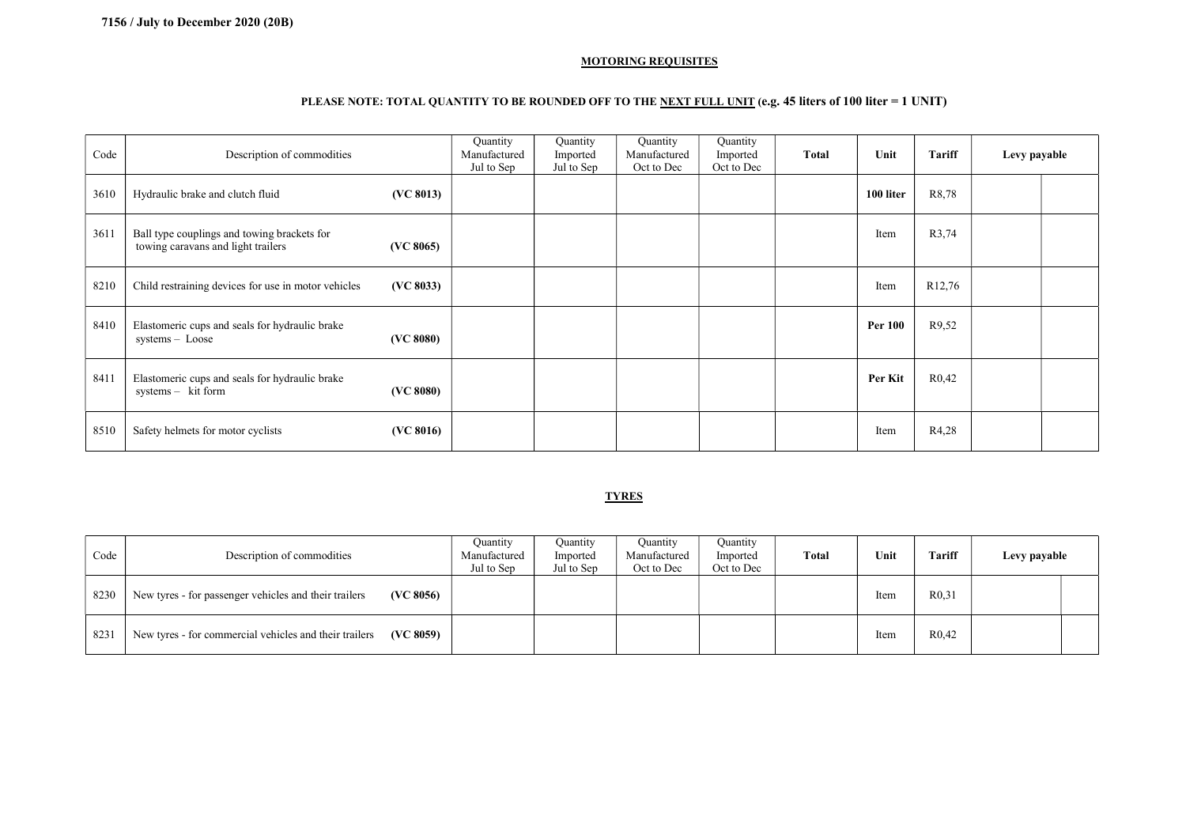## MOTORING REQUISITES

**PLEASE NOTE: TOTAL QUANTITY TO BE ROUNDED OFF TO THE NEXT FULL UNIT (e.g. 45 liters of 100 liter = 1 UNIT)**

| Code | Description of commodities | | Quantity Manufactured Jul to Sep | Quantity Imported Jul to Sep | Quantity Manufactured Oct to Dec | Quantity Imported Oct to Dec | **Total** | **Unit** | **Tariff** | **Levy payable** | |
|---|---|---|---|---|---|---|---|---|---|---|---|
| 3610 | Hydraulic brake and clutch fluid | **(VC 8013)** | | | | | | **100 liter** | R8,78 | | |
| 3611 | Ball type couplings and towing brackets for towing caravans and light trailers | **(VC 8065)** | | | | | | Item | R3,74 | | |
| 8210 | Child restraining devices for use in motor vehicles | **(VC 8033)** | | | | | | Item | R12,76 | | |
| 8410 | Elastomeric cups and seals for hydraulic brake systems – Loose | **(VC 8080)** | | | | | | **Per 100** | R9,52 | | |
| 8411 | Elastomeric cups and seals for hydraulic brake systems – kit form | **(VC 8080)** | | | | | | **Per Kit** | R0,42 | | |
| 8510 | Safety helmets for motor cyclists | **(VC 8016)** | | | | | | Item | R4,28 | | |

## TYRES

| Code | Description of commodities | | Quantity Manufactured Jul to Sep | Quantity Imported Jul to Sep | Quantity Manufactured Oct to Dec | Quantity Imported Oct to Dec | **Total** | **Unit** | **Tariff** | **Levy payable** | |
|---|---|---|---|---|---|---|---|---|---|---|---|
| 8230 | New tyres - for passenger vehicles and their trailers | **(VC 8056)** | | | | | | Item | R0,31 | | |
| 8231 | New tyres - for commercial vehicles and their trailers | **(VC 8059)** | | | | | | Item | R0,42 | | |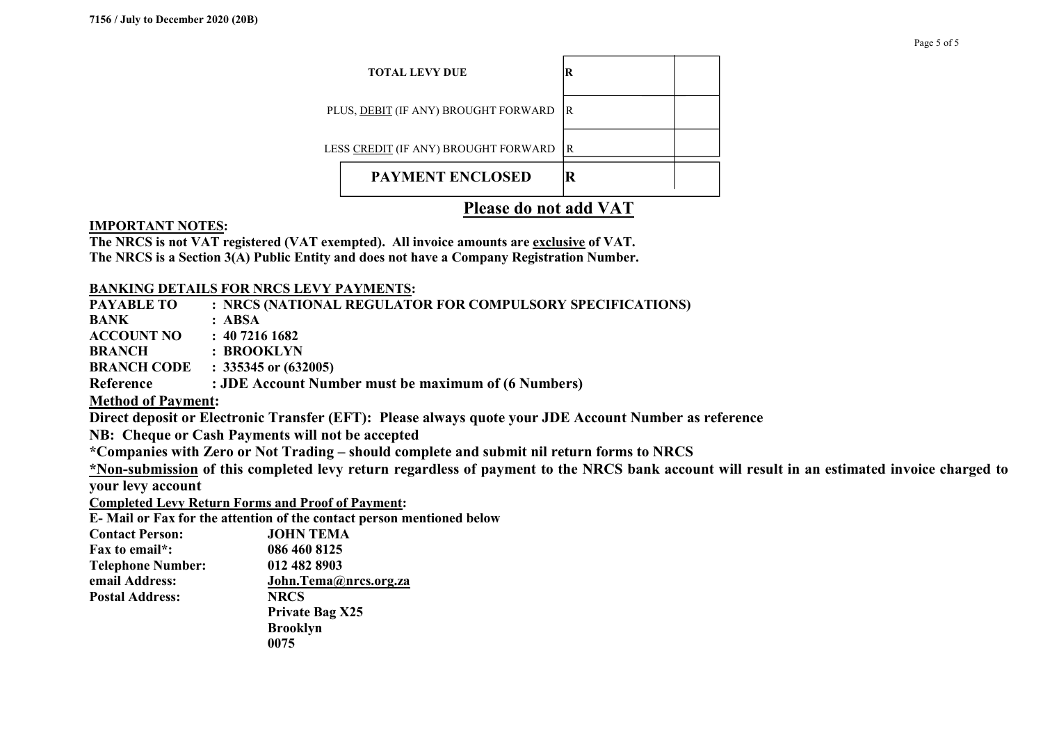| | | |
|---|---|---|
| **TOTAL LEVY DUE** | **R** | |
| PLUS, <u>DEBIT</u> (IF ANY) BROUGHT FORWARD | R | |
| LESS <u>CREDIT</u> (IF ANY) BROUGHT FORWARD | R | |
| **PAYMENT ENCLOSED** | **R** | |

## <u>Please do not add VAT</u>

**<u>IMPORTANT NOTES</u>:**

**The NRCS is not VAT registered (VAT exempted). All invoice amounts are <u>exclusive</u> of VAT.**
**The NRCS is a Section 3(A) Public Entity and does not have a Company Registration Number.**

**<u>BANKING DETAILS FOR NRCS LEVY PAYMENTS</u>:**

**PAYABLE TO : NRCS (NATIONAL REGULATOR FOR COMPULSORY SPECIFICATIONS)**
**BANK : ABSA**
**ACCOUNT NO : 40 7216 1682**
**BRANCH : BROOKLYN**
**BRANCH CODE : 335345 or (632005)**
**Reference : JDE Account Number must be maximum of (6 Numbers)**

**<u>Method of Payment</u>:**

**Direct deposit or Electronic Transfer (EFT): Please always quote your JDE Account Number as reference**

**NB: Cheque or Cash Payments will not be accepted**

**\*Companies with Zero or Not Trading – should complete and submit nil return forms to NRCS**

**<u>\*Non-submission</u> of this completed levy return regardless of payment to the NRCS bank account will result in an estimated invoice charged to your levy account**

**<u>Completed Levy Return Forms and Proof of Payment</u>:**

**E- Mail or Fax for the attention of the contact person mentioned below**

**Contact Person: JOHN TEMA**
**Fax to email\*: 086 460 8125**
**Telephone Number: 012 482 8903**
**email Address: <u>John.Tema@nrcs.org.za</u>**
**Postal Address: NRCS**
**Private Bag X25**
**Brooklyn**
**0075**